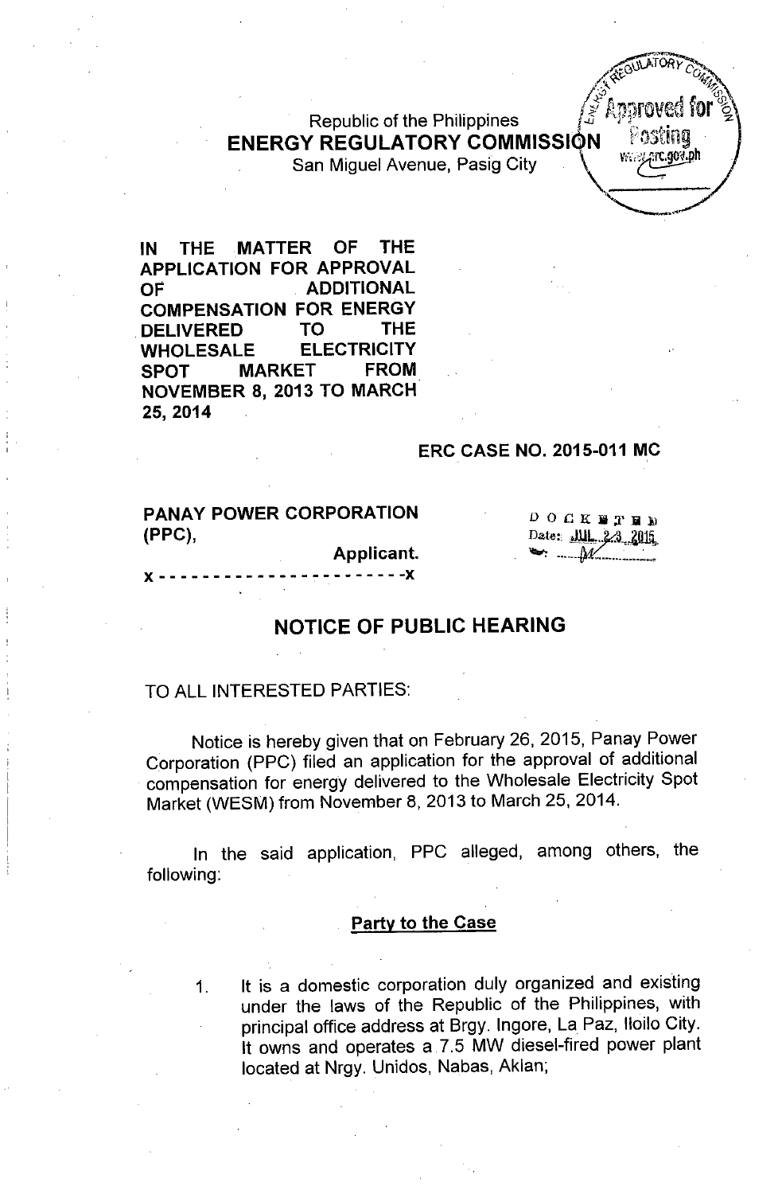Republic of the Philippines
**ENERGY REGULATORY COMMISSION**
San Miguel Avenue, Pasig City

**IN THE MATTER OF THE APPLICATION FOR APPROVAL OF ADDITIONAL COMPENSATION FOR ENERGY DELIVERED TO THE WHOLESALE ELECTRICITY SPOT MARKET FROM NOVEMBER 8, 2013 TO MARCH 25, 2014**

**ERC CASE NO. 2015-011 MC**

**PANAY POWER CORPORATION (PPC),**
**Applicant.**
x - - - - - - - - - - - - - - - - - - - - - - - -x

DOCKETED
Date: JUL 23 2015
By: M

## NOTICE OF PUBLIC HEARING

TO ALL INTERESTED PARTIES:

Notice is hereby given that on February 26, 2015, Panay Power Corporation (PPC) filed an application for the approval of additional compensation for energy delivered to the Wholesale Electricity Spot Market (WESM) from November 8, 2013 to March 25, 2014.

In the said application, PPC alleged, among others, the following:

### Party to the Case

1. It is a domestic corporation duly organized and existing under the laws of the Republic of the Philippines, with principal office address at Brgy. Ingore, La Paz, Iloilo City. It owns and operates a 7.5 MW diesel-fired power plant located at Nrgy. Unidos, Nabas, Aklan;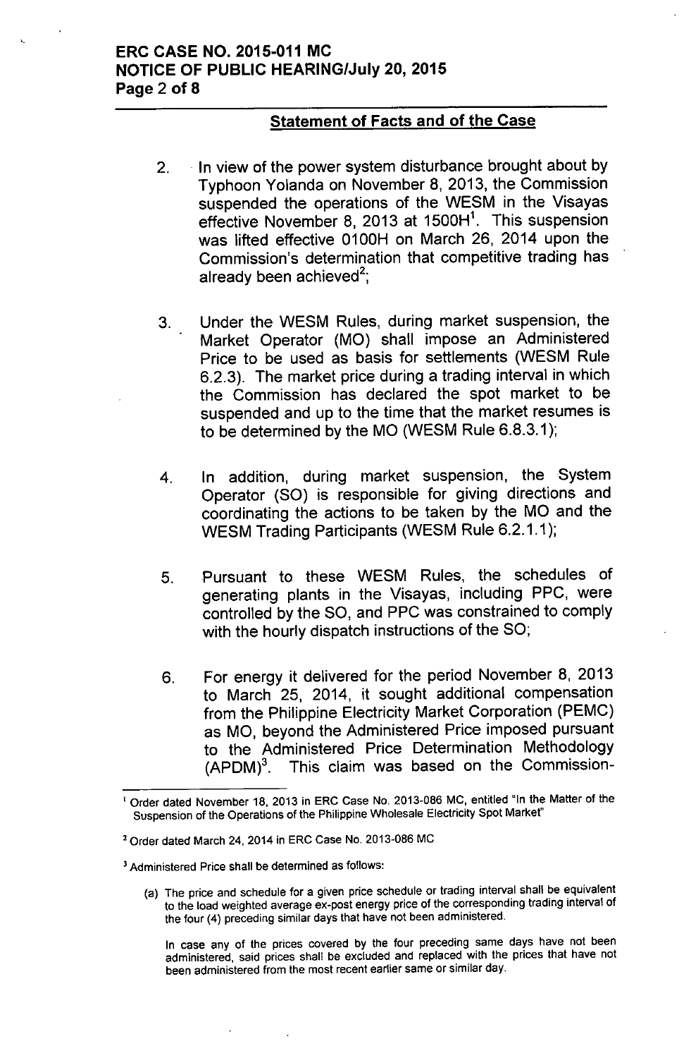## Statement of Facts and of the Case

2. In view of the power system disturbance brought about by Typhoon Yolanda on November 8, 2013, the Commission suspended the operations of the WESM in the Visayas effective November 8, 2013 at 1500H[1]. This suspension was lifted effective 0100H on March 26, 2014 upon the Commission's determination that competitive trading has already been achieved[2];

3. Under the WESM Rules, during market suspension, the Market Operator (MO) shall impose an Administered Price to be used as basis for settlements (WESM Rule 6.2.3). The market price during a trading interval in which the Commission has declared the spot market to be suspended and up to the time that the market resumes is to be determined by the MO (WESM Rule 6.8.3.1);

4. In addition, during market suspension, the System Operator (SO) is responsible for giving directions and coordinating the actions to be taken by the MO and the WESM Trading Participants (WESM Rule 6.2.1.1);

5. Pursuant to these WESM Rules, the schedules of generating plants in the Visayas, including PPC, were controlled by the SO, and PPC was constrained to comply with the hourly dispatch instructions of the SO;

6. For energy it delivered for the period November 8, 2013 to March 25, 2014, it sought additional compensation from the Philippine Electricity Market Corporation (PEMC) as MO, beyond the Administered Price imposed pursuant to the Administered Price Determination Methodology (APDM)[3]. This claim was based on the Commission-

---

[1] Order dated November 18, 2013 in ERC Case No. 2013-086 MC, entitled "In the Matter of the Suspension of the Operations of the Philippine Wholesale Electricity Spot Market"

[2] Order dated March 24, 2014 in ERC Case No. 2013-086 MC

[3] Administered Price shall be determined as follows:

(a) The price and schedule for a given price schedule or trading interval shall be equivalent to the load weighted average ex-post energy price of the corresponding trading interval of the four (4) preceding similar days that have not been administered.

In case any of the prices covered by the four preceding same days have not been administered, said prices shall be excluded and replaced with the prices that have not been administered from the most recent earlier same or similar day.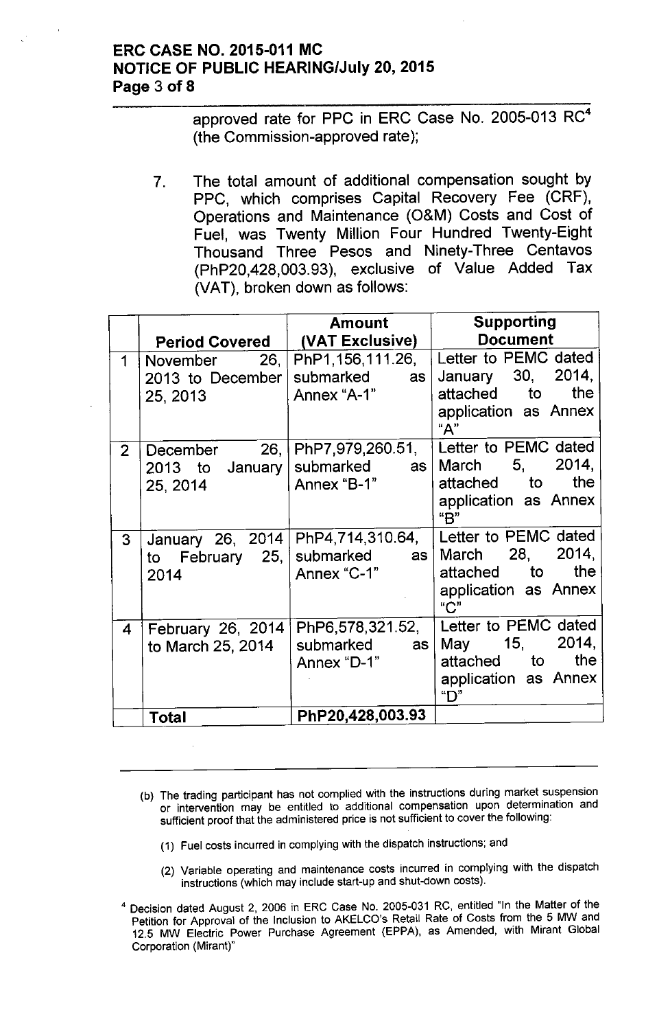approved rate for PPC in ERC Case No. 2005-013 RC[4] (the Commission-approved rate);

7. The total amount of additional compensation sought by PPC, which comprises Capital Recovery Fee (CRF), Operations and Maintenance (O&M) Costs and Cost of Fuel, was Twenty Million Four Hundred Twenty-Eight Thousand Three Pesos and Ninety-Three Centavos (PhP20,428,003.93), exclusive of Value Added Tax (VAT), broken down as follows:

| | Period Covered | Amount (VAT Exclusive) | Supporting Document |
|---|---|---|---|
| 1 | November 26, 2013 to December 25, 2013 | PhP1,156,111.26, submarked as Annex "A-1" | Letter to PEMC dated January 30, 2014, attached to the application as Annex "A" |
| 2 | December 26, 2013 to January 25, 2014 | PhP7,979,260.51, submarked as Annex "B-1" | Letter to PEMC dated March 5, 2014, attached to the application as Annex "B" |
| 3 | January 26, 2014 to February 25, 2014 | PhP4,714,310.64, submarked as Annex "C-1" | Letter to PEMC dated March 28, 2014, attached to the application as Annex "C" |
| 4 | February 26, 2014 to March 25, 2014 | PhP6,578,321.52, submarked as Annex "D-1" | Letter to PEMC dated May 15, 2014, attached to the application as Annex "D" |
| | **Total** | **PhP20,428,003.93** | |

---

(b) The trading participant has not complied with the instructions during market suspension or intervention may be entitled to additional compensation upon determination and sufficient proof that the administered price is not sufficient to cover the following:

(1) Fuel costs incurred in complying with the dispatch instructions; and

(2) Variable operating and maintenance costs incurred in complying with the dispatch instructions (which may include start-up and shut-down costs).

[4] Decision dated August 2, 2006 in ERC Case No. 2005-031 RC, entitled "In the Matter of the Petition for Approval of the Inclusion to AKELCO's Retail Rate of Costs from the 5 MW and 12.5 MW Electric Power Purchase Agreement (EPPA), as Amended, with Mirant Global Corporation (Mirant)"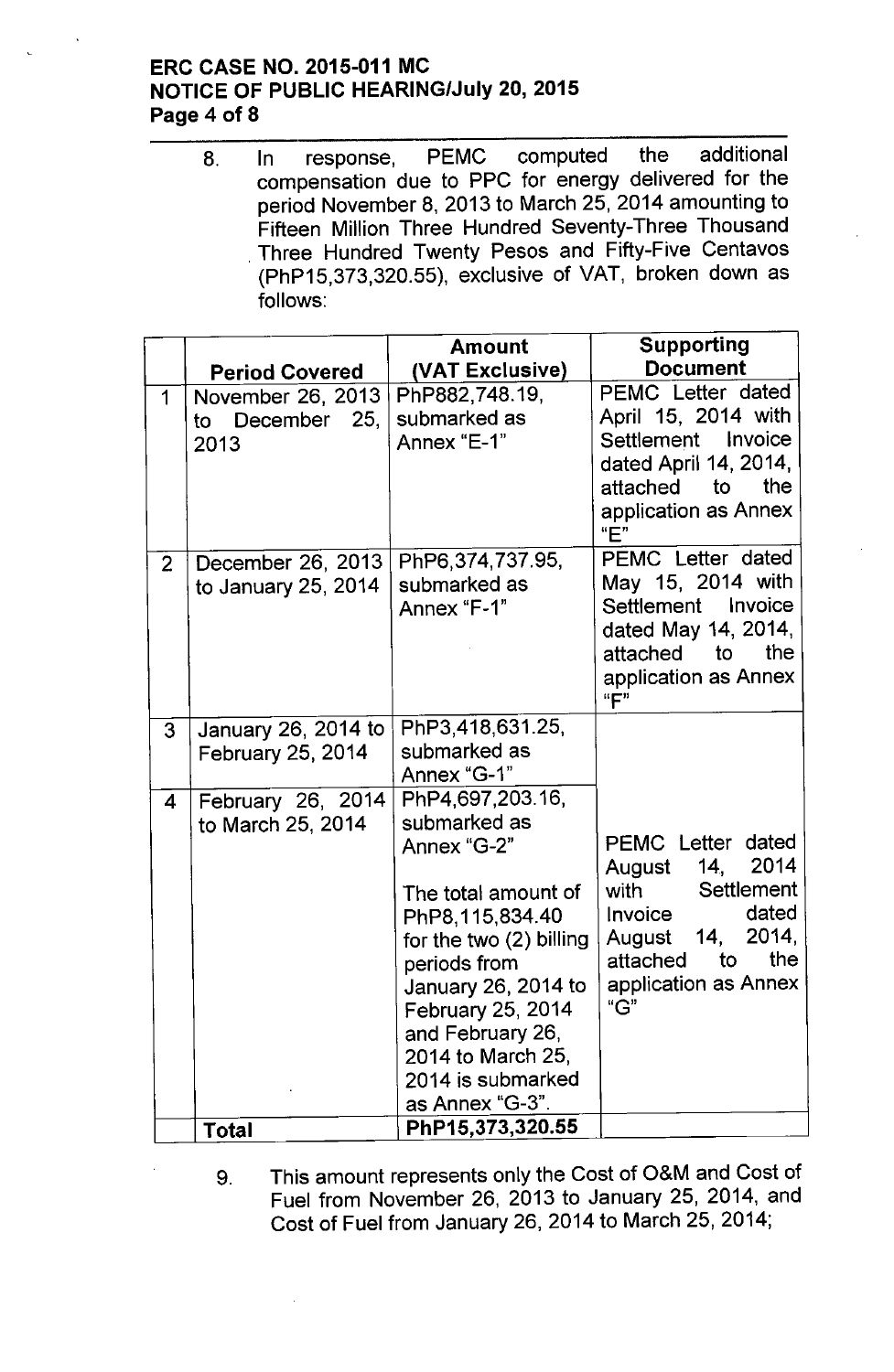8. In response, PEMC computed the additional compensation due to PPC for energy delivered for the period November 8, 2013 to March 25, 2014 amounting to Fifteen Million Three Hundred Seventy-Three Thousand Three Hundred Twenty Pesos and Fifty-Five Centavos (PhP15,373,320.55), exclusive of VAT, broken down as follows:

| | Period Covered | Amount (VAT Exclusive) | Supporting Document |
|---|---|---|---|
| 1 | November 26, 2013 to December 25, 2013 | PhP882,748.19, submarked as Annex "E-1" | PEMC Letter dated April 15, 2014 with Settlement Invoice dated April 14, 2014, attached to the application as Annex "E" |
| 2 | December 26, 2013 to January 25, 2014 | PhP6,374,737.95, submarked as Annex "F-1" | PEMC Letter dated May 15, 2014 with Settlement Invoice dated May 14, 2014, attached to the application as Annex "F" |
| 3 | January 26, 2014 to February 25, 2014 | PhP3,418,631.25, submarked as Annex "G-1" | PEMC Letter dated August 14, 2014 with Settlement Invoice dated August 14, 2014, attached to the application as Annex "G" |
| 4 | February 26, 2014 to March 25, 2014 | PhP4,697,203.16, submarked as Annex "G-2"<br><br>The total amount of PhP8,115,834.40 for the two (2) billing periods from January 26, 2014 to February 25, 2014 and February 26, 2014 to March 25, 2014 is submarked as Annex "G-3". | |
| | **Total** | **PhP15,373,320.55** | |

9. This amount represents only the Cost of O&M and Cost of Fuel from November 26, 2013 to January 25, 2014, and Cost of Fuel from January 26, 2014 to March 25, 2014;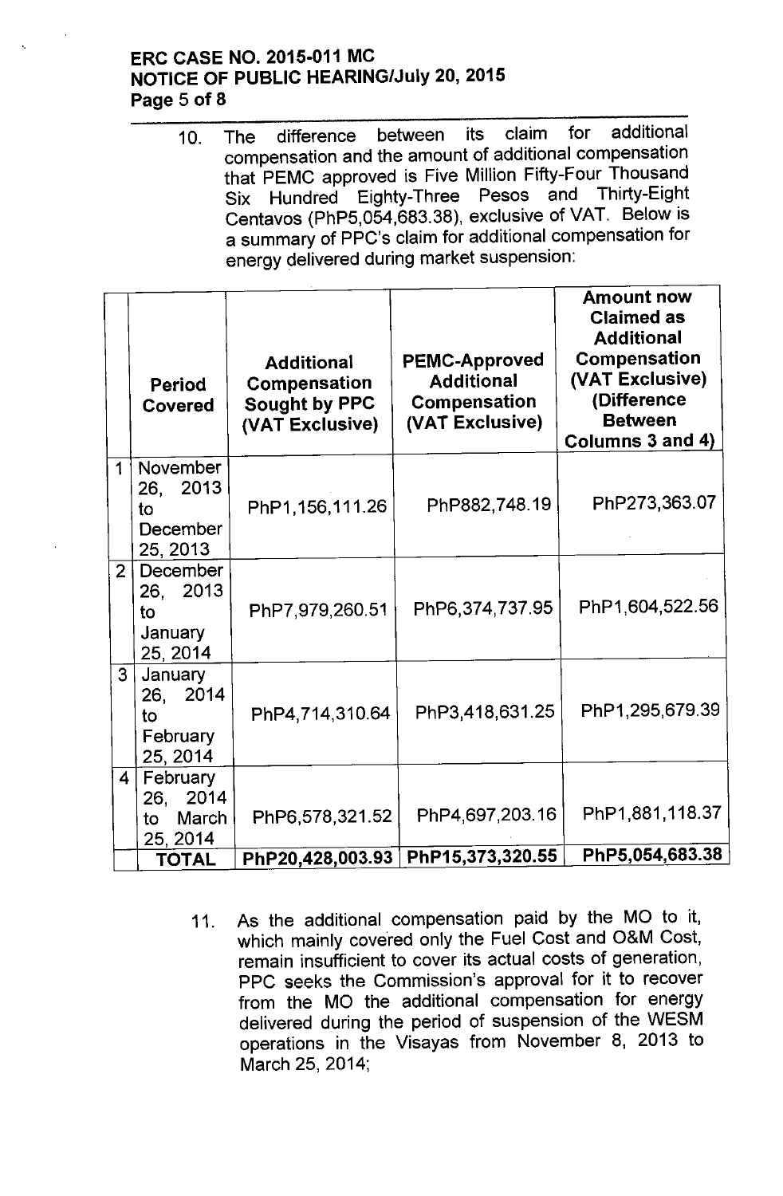10. The difference between its claim for additional compensation and the amount of additional compensation that PEMC approved is Five Million Fifty-Four Thousand Six Hundred Eighty-Three Pesos and Thirty-Eight Centavos (PhP5,054,683.38), exclusive of VAT. Below is a summary of PPC's claim for additional compensation for energy delivered during market suspension:

| | Period Covered | Additional Compensation Sought by PPC (VAT Exclusive) | PEMC-Approved Additional Compensation (VAT Exclusive) | Amount now Claimed as Additional Compensation (VAT Exclusive) (Difference Between Columns 3 and 4) |
|---|---|---|---|---|
| 1 | November 26, 2013 to December 25, 2013 | PhP1,156,111.26 | PhP882,748.19 | PhP273,363.07 |
| 2 | December 26, 2013 to January 25, 2014 | PhP7,979,260.51 | PhP6,374,737.95 | PhP1,604,522.56 |
| 3 | January 26, 2014 to February 25, 2014 | PhP4,714,310.64 | PhP3,418,631.25 | PhP1,295,679.39 |
| 4 | February 26, 2014 to March 25, 2014 | PhP6,578,321.52 | PhP4,697,203.16 | PhP1,881,118.37 |
| | **TOTAL** | **PhP20,428,003.93** | **PhP15,373,320.55** | **PhP5,054,683.38** |

11. As the additional compensation paid by the MO to it, which mainly covered only the Fuel Cost and O&M Cost, remain insufficient to cover its actual costs of generation, PPC seeks the Commission's approval for it to recover from the MO the additional compensation for energy delivered during the period of suspension of the WESM operations in the Visayas from November 8, 2013 to March 25, 2014;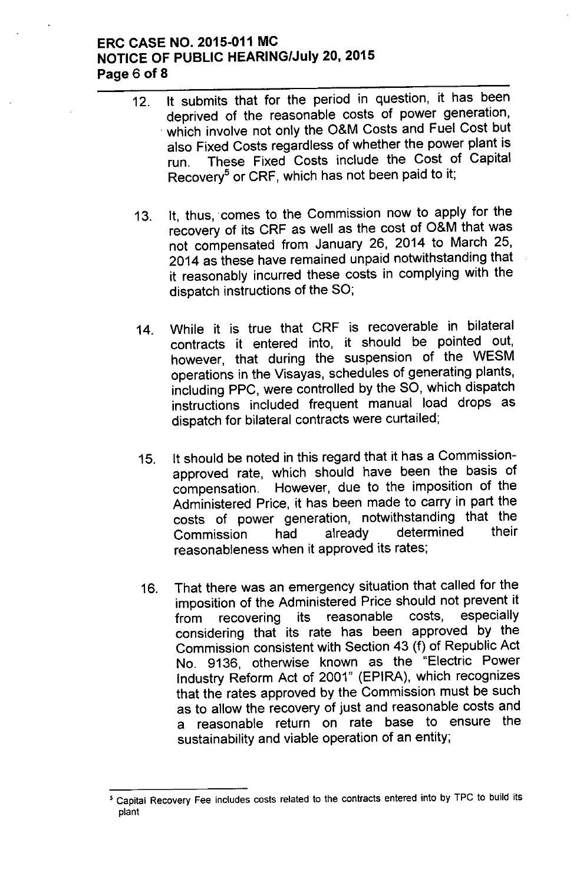12. It submits that for the period in question, it has been deprived of the reasonable costs of power generation, which involve not only the O&M Costs and Fuel Cost but also Fixed Costs regardless of whether the power plant is run. These Fixed Costs include the Cost of Capital Recovery[5] or CRF, which has not been paid to it;

13. It, thus, comes to the Commission now to apply for the recovery of its CRF as well as the cost of O&M that was not compensated from January 26, 2014 to March 25, 2014 as these have remained unpaid notwithstanding that it reasonably incurred these costs in complying with the dispatch instructions of the SO;

14. While it is true that CRF is recoverable in bilateral contracts it entered into, it should be pointed out, however, that during the suspension of the WESM operations in the Visayas, schedules of generating plants, including PPC, were controlled by the SO, which dispatch instructions included frequent manual load drops as dispatch for bilateral contracts were curtailed;

15. It should be noted in this regard that it has a Commission-approved rate, which should have been the basis of compensation. However, due to the imposition of the Administered Price, it has been made to carry in part the costs of power generation, notwithstanding that the Commission had already determined their reasonableness when it approved its rates;

16. That there was an emergency situation that called for the imposition of the Administered Price should not prevent it from recovering its reasonable costs, especially considering that its rate has been approved by the Commission consistent with Section 43 (f) of Republic Act No. 9136, otherwise known as the "Electric Power Industry Reform Act of 2001" (EPIRA), which recognizes that the rates approved by the Commission must be such as to allow the recovery of just and reasonable costs and a reasonable return on rate base to ensure the sustainability and viable operation of an entity;

---

[5] Capital Recovery Fee includes costs related to the contracts entered into by TPC to build its plant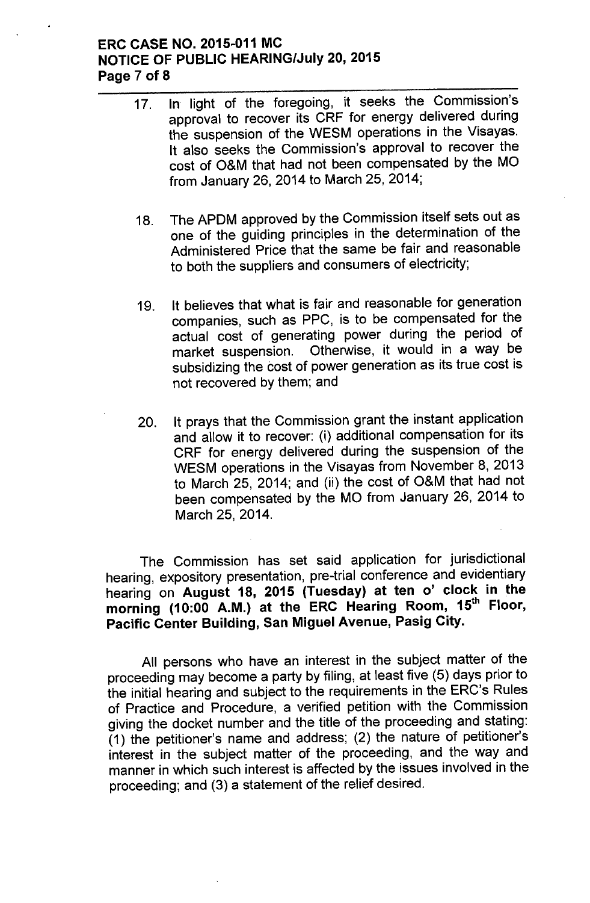17. In light of the foregoing, it seeks the Commission's approval to recover its CRF for energy delivered during the suspension of the WESM operations in the Visayas. It also seeks the Commission's approval to recover the cost of O&M that had not been compensated by the MO from January 26, 2014 to March 25, 2014;

18. The APDM approved by the Commission itself sets out as one of the guiding principles in the determination of the Administered Price that the same be fair and reasonable to both the suppliers and consumers of electricity;

19. It believes that what is fair and reasonable for generation companies, such as PPC, is to be compensated for the actual cost of generating power during the period of market suspension. Otherwise, it would in a way be subsidizing the cost of power generation as its true cost is not recovered by them; and

20. It prays that the Commission grant the instant application and allow it to recover: (i) additional compensation for its CRF for energy delivered during the suspension of the WESM operations in the Visayas from November 8, 2013 to March 25, 2014; and (ii) the cost of O&M that had not been compensated by the MO from January 26, 2014 to March 25, 2014.

The Commission has set said application for jurisdictional hearing, expository presentation, pre-trial conference and evidentiary hearing on **August 18, 2015 (Tuesday) at ten o' clock in the morning (10:00 A.M.) at the ERC Hearing Room, 15th Floor, Pacific Center Building, San Miguel Avenue, Pasig City.**

All persons who have an interest in the subject matter of the proceeding may become a party by filing, at least five (5) days prior to the initial hearing and subject to the requirements in the ERC's Rules of Practice and Procedure, a verified petition with the Commission giving the docket number and the title of the proceeding and stating: (1) the petitioner's name and address; (2) the nature of petitioner's interest in the subject matter of the proceeding, and the way and manner in which such interest is affected by the issues involved in the proceeding; and (3) a statement of the relief desired.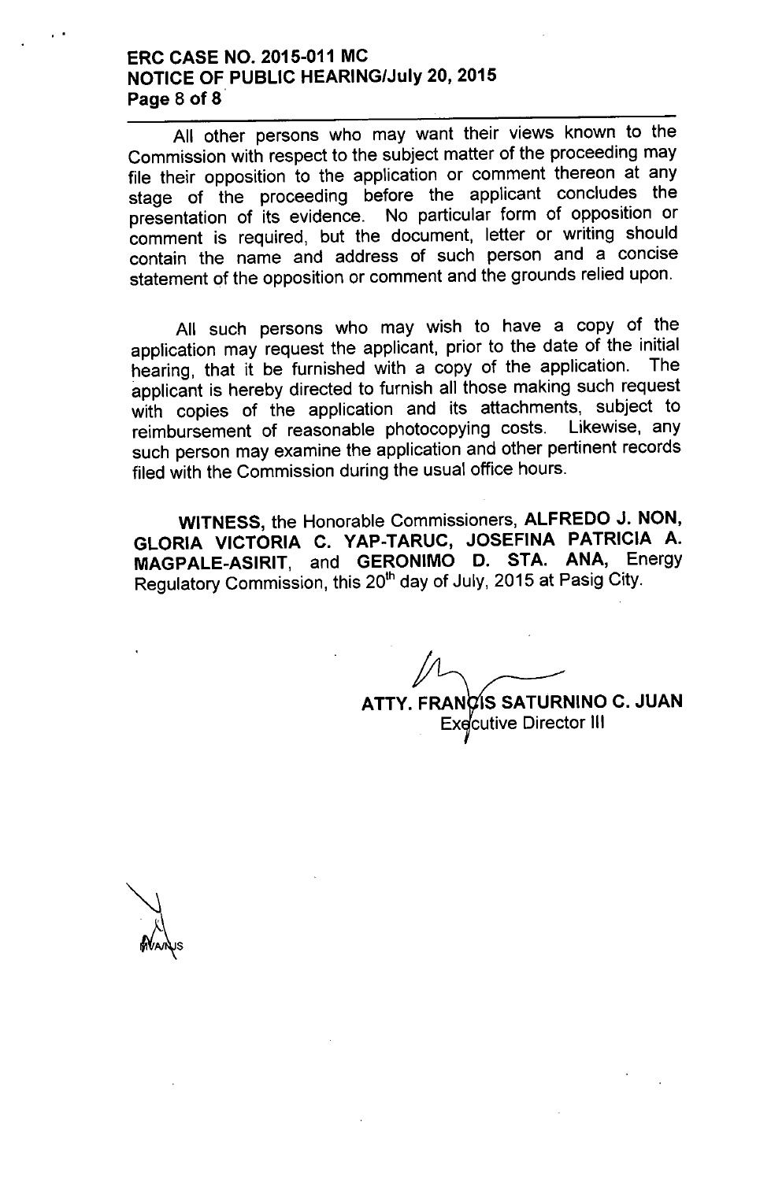All other persons who may want their views known to the Commission with respect to the subject matter of the proceeding may file their opposition to the application or comment thereon at any stage of the proceeding before the applicant concludes the presentation of its evidence. No particular form of opposition or comment is required, but the document, letter or writing should contain the name and address of such person and a concise statement of the opposition or comment and the grounds relied upon.

All such persons who may wish to have a copy of the application may request the applicant, prior to the date of the initial hearing, that it be furnished with a copy of the application. The applicant is hereby directed to furnish all those making such request with copies of the application and its attachments, subject to reimbursement of reasonable photocopying costs. Likewise, any such person may examine the application and other pertinent records filed with the Commission during the usual office hours.

**WITNESS**, the Honorable Commissioners, **ALFREDO J. NON, GLORIA VICTORIA C. YAP-TARUC, JOSEFINA PATRICIA A. MAGPALE-ASIRIT**, and **GERONIMO D. STA. ANA**, Energy Regulatory Commission, this 20th day of July, 2015 at Pasig City.

**ATTY. FRANCIS SATURNINO C. JUAN**
Executive Director III

MVA/NJS